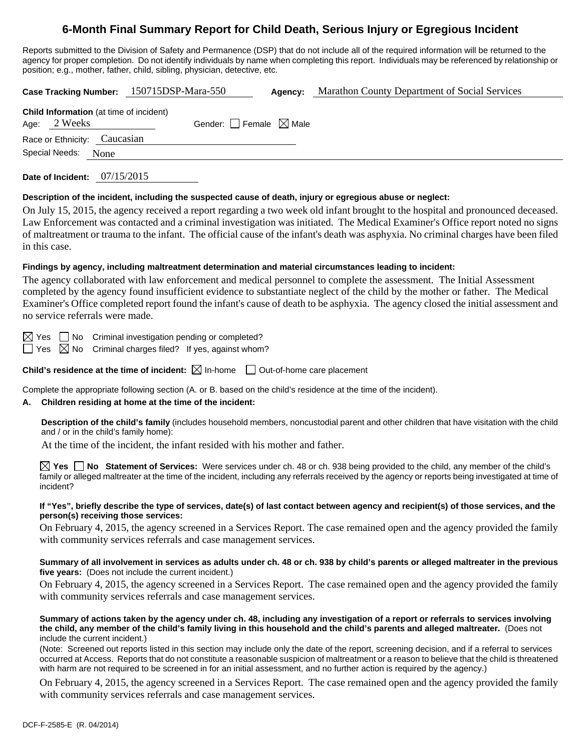# 6-Month Final Summary Report for Child Death, Serious Injury or Egregious Incident

Reports submitted to the Division of Safety and Permanence (DSP) that do not include all of the required information will be returned to the agency for proper completion. Do not identify individuals by name when completing this report. Individuals may be referenced by relationship or position; e.g., mother, father, child, sibling, physician, detective, etc.

**Case Tracking Number:** 150715DSP-Mara-550 **Agency:** Marathon County Department of Social Services

**Child Information** (at time of incident)
Age: 2 Weeks Gender: ☐ Female ☒ Male
Race or Ethnicity: Caucasian
Special Needs: None

**Date of Incident:** 07/15/2015

**Description of the incident, including the suspected cause of death, injury or egregious abuse or neglect:**

On July 15, 2015, the agency received a report regarding a two week old infant brought to the hospital and pronounced deceased. Law Enforcement was contacted and a criminal investigation was initiated. The Medical Examiner's Office report noted no signs of maltreatment or trauma to the infant. The official cause of the infant's death was asphyxia. No criminal charges have been filed in this case.

**Findings by agency, including maltreatment determination and material circumstances leading to incident:**

The agency collaborated with law enforcement and medical personnel to complete the assessment. The Initial Assessment completed by the agency found insufficient evidence to substantiate neglect of the child by the mother or father. The Medical Examiner's Office completed report found the infant's cause of death to be asphyxia. The agency closed the initial assessment and no service referrals were made.

☒ Yes ☐ No Criminal investigation pending or completed?
☐ Yes ☒ No Criminal charges filed? If yes, against whom?

**Child's residence at the time of incident:** ☒ In-home ☐ Out-of-home care placement

Complete the appropriate following section (A. or B. based on the child's residence at the time of the incident).

**A. Children residing at home at the time of the incident:**

**Description of the child's family** (includes household members, noncustodial parent and other children that have visitation with the child and / or in the child's family home):

At the time of the incident, the infant resided with his mother and father.

☒ **Yes** ☐ **No Statement of Services:** Were services under ch. 48 or ch. 938 being provided to the child, any member of the child's family or alleged maltreater at the time of the incident, including any referrals received by the agency or reports being investigated at time of incident?

**If "Yes", briefly describe the type of services, date(s) of last contact between agency and recipient(s) of those services, and the person(s) receiving those services:**

On February 4, 2015, the agency screened in a Services Report. The case remained open and the agency provided the family with community services referrals and case management services.

**Summary of all involvement in services as adults under ch. 48 or ch. 938 by child's parents or alleged maltreater in the previous five years:** (Does not include the current incident.)

On February 4, 2015, the agency screened in a Services Report. The case remained open and the agency provided the family with community services referrals and case management services.

**Summary of actions taken by the agency under ch. 48, including any investigation of a report or referrals to services involving the child, any member of the child's family living in this household and the child's parents and alleged maltreater.** (Does not include the current incident.)
(Note: Screened out reports listed in this section may include only the date of the report, screening decision, and if a referral to services occurred at Access. Reports that do not constitute a reasonable suspicion of maltreatment or a reason to believe that the child is threatened with harm are not required to be screened in for an initial assessment, and no further action is required by the agency.)

On February 4, 2015, the agency screened in a Services Report. The case remained open and the agency provided the family with community services referrals and case management services.

DCF-F-2585-E (R. 04/2014)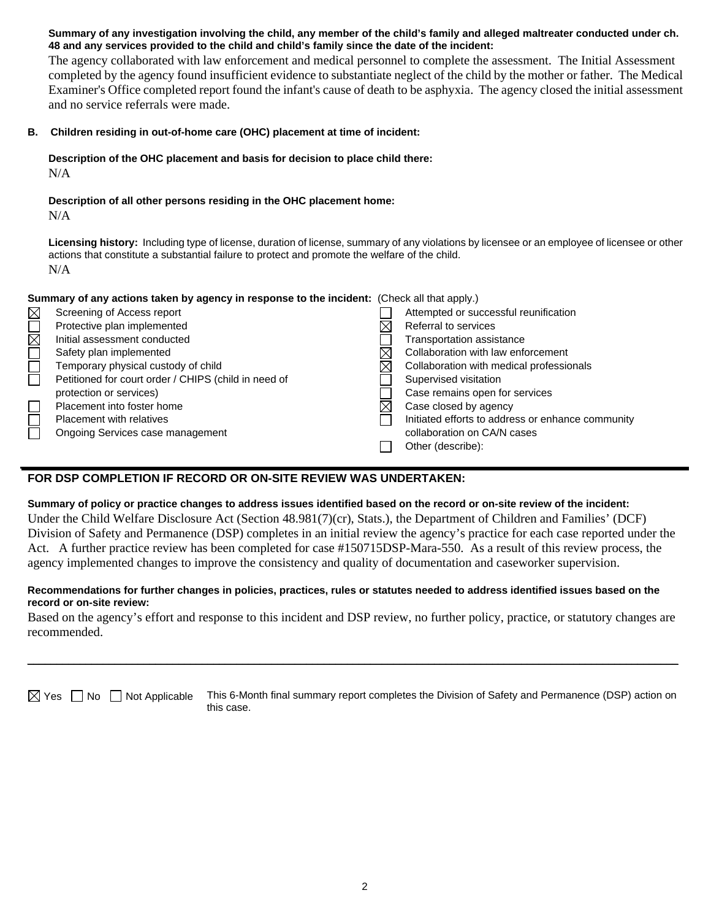**Summary of any investigation involving the child, any member of the child's family and alleged maltreater conducted under ch. 48 and any services provided to the child and child's family since the date of the incident:**

The agency collaborated with law enforcement and medical personnel to complete the assessment. The Initial Assessment completed by the agency found insufficient evidence to substantiate neglect of the child by the mother or father. The Medical Examiner's Office completed report found the infant's cause of death to be asphyxia. The agency closed the initial assessment and no service referrals were made.

**B. Children residing in out-of-home care (OHC) placement at time of incident:**

**Description of the OHC placement and basis for decision to place child there:**

N/A

**Description of all other persons residing in the OHC placement home:**

N/A

**Licensing history:** Including type of license, duration of license, summary of any violations by licensee or an employee of licensee or other actions that constitute a substantial failure to protect and promote the welfare of the child.

N/A

**Summary of any actions taken by agency in response to the incident:** (Check all that apply.)

- ☒ Screening of Access report
- ☐ Protective plan implemented
- ☒ Initial assessment conducted
- ☐ Safety plan implemented
- ☐ Temporary physical custody of child
- ☐ Petitioned for court order / CHIPS (child in need of protection or services)
- ☐ Placement into foster home
- ☐ Placement with relatives
- ☐ Ongoing Services case management
- ☐ Attempted or successful reunification
- ☒ Referral to services
- ☐ Transportation assistance
- ☒ Collaboration with law enforcement
- ☒ Collaboration with medical professionals
- ☐ Supervised visitation
- ☐ Case remains open for services
- ☒ Case closed by agency
- ☐ Initiated efforts to address or enhance community collaboration on CA/N cases
- ☐ Other (describe):

## FOR DSP COMPLETION IF RECORD OR ON-SITE REVIEW WAS UNDERTAKEN:

**Summary of policy or practice changes to address issues identified based on the record or on-site review of the incident:**

Under the Child Welfare Disclosure Act (Section 48.981(7)(cr), Stats.), the Department of Children and Families' (DCF) Division of Safety and Permanence (DSP) completes in an initial review the agency's practice for each case reported under the Act. A further practice review has been completed for case #150715DSP-Mara-550. As a result of this review process, the agency implemented changes to improve the consistency and quality of documentation and caseworker supervision.

**Recommendations for further changes in policies, practices, rules or statutes needed to address identified issues based on the record or on-site review:**

Based on the agency's effort and response to this incident and DSP review, no further policy, practice, or statutory changes are recommended.

---

☒ Yes ☐ No ☐ Not Applicable This 6-Month final summary report completes the Division of Safety and Permanence (DSP) action on this case.